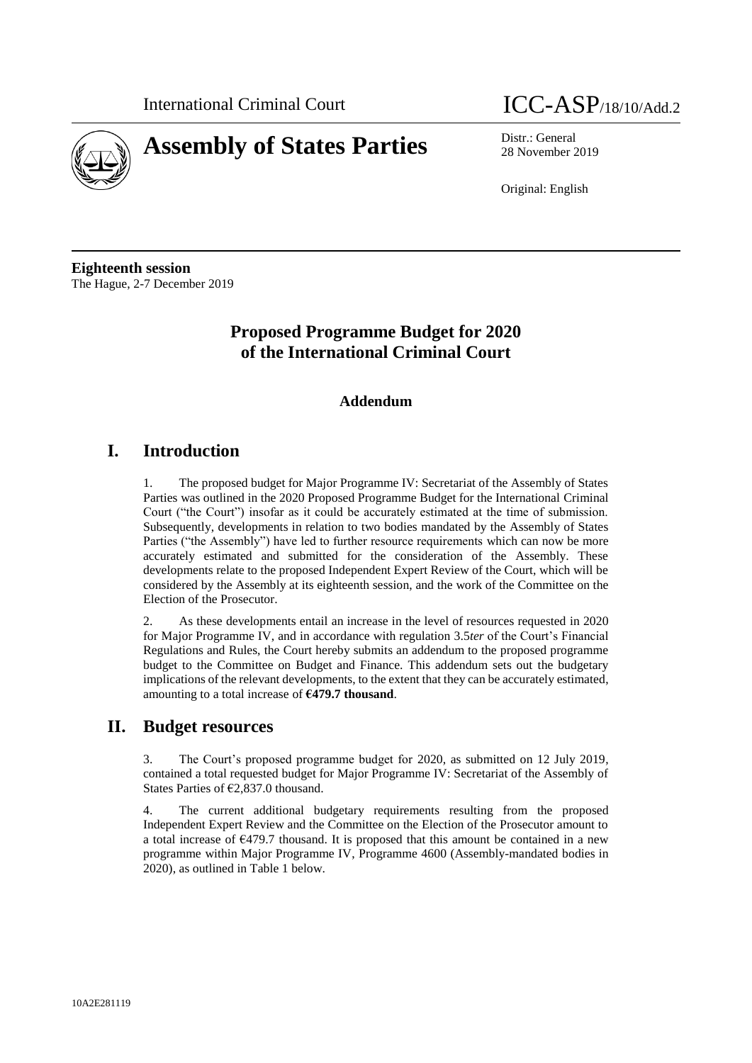International Criminal Court ICC-ASP/18/10/Add.2

# Assembly of States Parties

Distr.: General
28 November 2019

Original: English

**Eighteenth session**
The Hague, 2-7 December 2019

## Proposed Programme Budget for 2020 of the International Criminal Court

### Addendum

## I. Introduction

1. The proposed budget for Major Programme IV: Secretariat of the Assembly of States Parties was outlined in the 2020 Proposed Programme Budget for the International Criminal Court ("the Court") insofar as it could be accurately estimated at the time of submission. Subsequently, developments in relation to two bodies mandated by the Assembly of States Parties ("the Assembly") have led to further resource requirements which can now be more accurately estimated and submitted for the consideration of the Assembly. These developments relate to the proposed Independent Expert Review of the Court, which will be considered by the Assembly at its eighteenth session, and the work of the Committee on the Election of the Prosecutor.

2. As these developments entail an increase in the level of resources requested in 2020 for Major Programme IV, and in accordance with regulation 3.5*ter* of the Court's Financial Regulations and Rules, the Court hereby submits an addendum to the proposed programme budget to the Committee on Budget and Finance. This addendum sets out the budgetary implications of the relevant developments, to the extent that they can be accurately estimated, amounting to a total increase of **€479.7 thousand**.

## II. Budget resources

3. The Court's proposed programme budget for 2020, as submitted on 12 July 2019, contained a total requested budget for Major Programme IV: Secretariat of the Assembly of States Parties of €2,837.0 thousand.

4. The current additional budgetary requirements resulting from the proposed Independent Expert Review and the Committee on the Election of the Prosecutor amount to a total increase of €479.7 thousand. It is proposed that this amount be contained in a new programme within Major Programme IV, Programme 4600 (Assembly-mandated bodies in 2020), as outlined in Table 1 below.

10A2E281119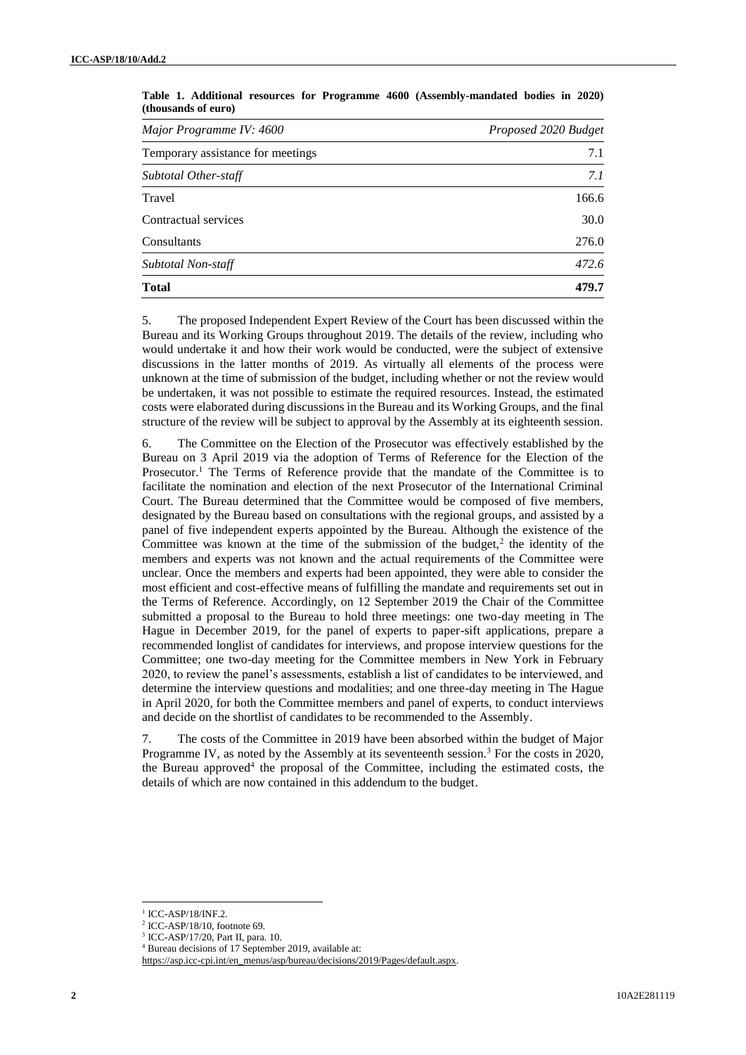**Table 1. Additional resources for Programme 4600 (Assembly-mandated bodies in 2020) (thousands of euro)**

| *Major Programme IV: 4600* | *Proposed 2020 Budget* |
|---|---|
| Temporary assistance for meetings | 7.1 |
| *Subtotal Other-staff* | *7.1* |
| Travel | 166.6 |
| Contractual services | 30.0 |
| Consultants | 276.0 |
| *Subtotal Non-staff* | *472.6* |
| **Total** | **479.7** |

5. The proposed Independent Expert Review of the Court has been discussed within the Bureau and its Working Groups throughout 2019. The details of the review, including who would undertake it and how their work would be conducted, were the subject of extensive discussions in the latter months of 2019. As virtually all elements of the process were unknown at the time of submission of the budget, including whether or not the review would be undertaken, it was not possible to estimate the required resources. Instead, the estimated costs were elaborated during discussions in the Bureau and its Working Groups, and the final structure of the review will be subject to approval by the Assembly at its eighteenth session.

6. The Committee on the Election of the Prosecutor was effectively established by the Bureau on 3 April 2019 via the adoption of Terms of Reference for the Election of the Prosecutor.[1] The Terms of Reference provide that the mandate of the Committee is to facilitate the nomination and election of the next Prosecutor of the International Criminal Court. The Bureau determined that the Committee would be composed of five members, designated by the Bureau based on consultations with the regional groups, and assisted by a panel of five independent experts appointed by the Bureau. Although the existence of the Committee was known at the time of the submission of the budget,[2] the identity of the members and experts was not known and the actual requirements of the Committee were unclear. Once the members and experts had been appointed, they were able to consider the most efficient and cost-effective means of fulfilling the mandate and requirements set out in the Terms of Reference. Accordingly, on 12 September 2019 the Chair of the Committee submitted a proposal to the Bureau to hold three meetings: one two-day meeting in The Hague in December 2019, for the panel of experts to paper-sift applications, prepare a recommended longlist of candidates for interviews, and propose interview questions for the Committee; one two-day meeting for the Committee members in New York in February 2020, to review the panel's assessments, establish a list of candidates to be interviewed, and determine the interview questions and modalities; and one three-day meeting in The Hague in April 2020, for both the Committee members and panel of experts, to conduct interviews and decide on the shortlist of candidates to be recommended to the Assembly.

7. The costs of the Committee in 2019 have been absorbed within the budget of Major Programme IV, as noted by the Assembly at its seventeenth session.[3] For the costs in 2020, the Bureau approved[4] the proposal of the Committee, including the estimated costs, the details of which are now contained in this addendum to the budget.

---

[1] ICC-ASP/18/INF.2.
[2] ICC-ASP/18/10, footnote 69.
[3] ICC-ASP/17/20, Part II, para. 10.
[4] Bureau decisions of 17 September 2019, available at: https://asp.icc-cpi.int/en_menus/asp/bureau/decisions/2019/Pages/default.aspx.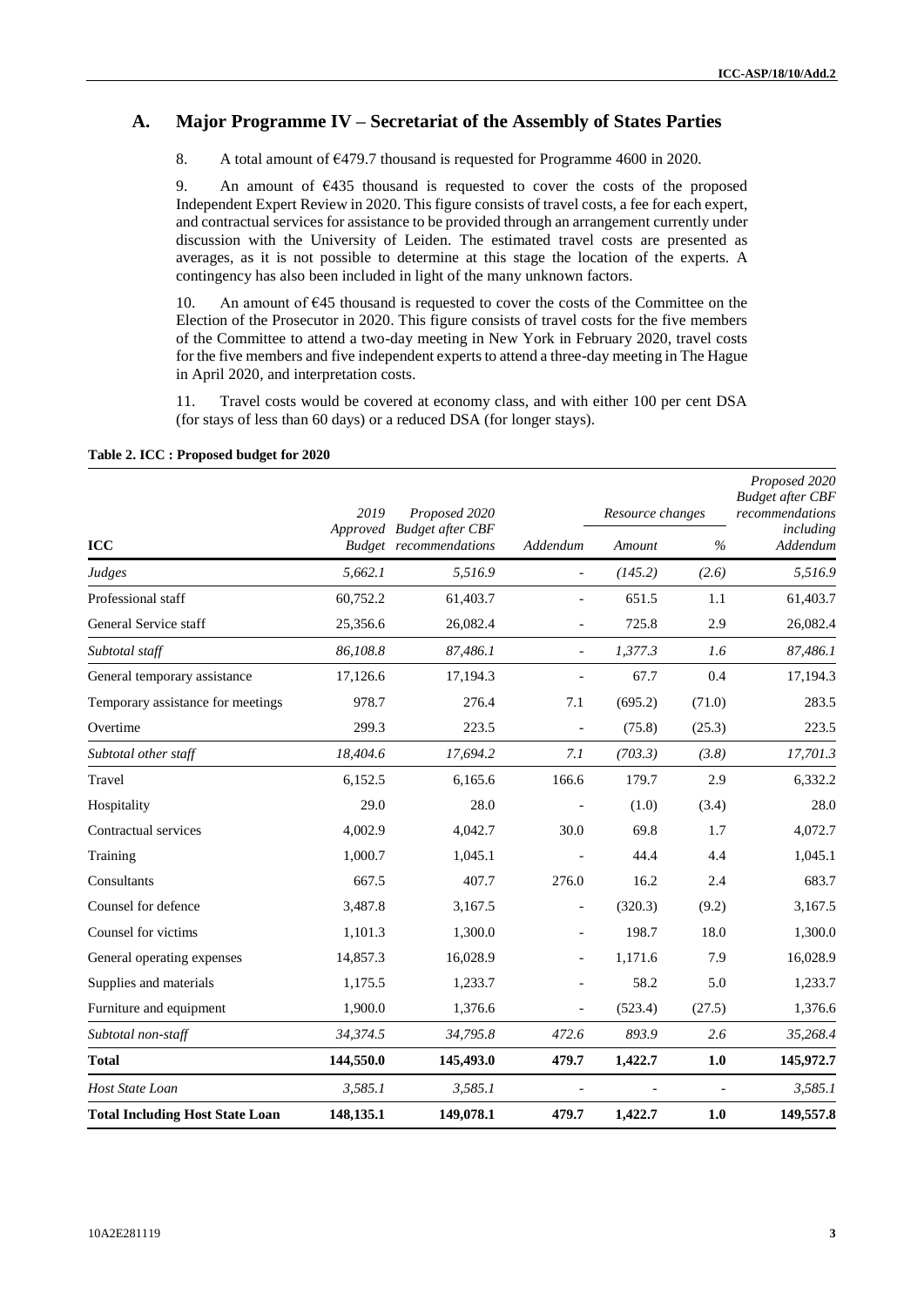## A. Major Programme IV – Secretariat of the Assembly of States Parties

8. A total amount of €479.7 thousand is requested for Programme 4600 in 2020.

9. An amount of €435 thousand is requested to cover the costs of the proposed Independent Expert Review in 2020. This figure consists of travel costs, a fee for each expert, and contractual services for assistance to be provided through an arrangement currently under discussion with the University of Leiden. The estimated travel costs are presented as averages, as it is not possible to determine at this stage the location of the experts. A contingency has also been included in light of the many unknown factors.

10. An amount of €45 thousand is requested to cover the costs of the Committee on the Election of the Prosecutor in 2020. This figure consists of travel costs for the five members of the Committee to attend a two-day meeting in New York in February 2020, travel costs for the five members and five independent experts to attend a three-day meeting in The Hague in April 2020, and interpretation costs.

11. Travel costs would be covered at economy class, and with either 100 per cent DSA (for stays of less than 60 days) or a reduced DSA (for longer stays).

**Table 2. ICC : Proposed budget for 2020**

| ICC | *2019 Approved Budget* | *Proposed 2020 Budget after CBF recommendations* | *Addendum* | *Resource changes* | | *Proposed 2020 Budget after CBF recommendations including Addendum* |
|---|---|---|---|---|---|---|
| | | | | *Amount* | *%* | |
| *Judges* | *5,662.1* | *5,516.9* | - | *(145.2)* | *(2.6)* | *5,516.9* |
| Professional staff | 60,752.2 | 61,403.7 | - | 651.5 | 1.1 | 61,403.7 |
| General Service staff | 25,356.6 | 26,082.4 | - | 725.8 | 2.9 | 26,082.4 |
| *Subtotal staff* | *86,108.8* | *87,486.1* | - | *1,377.3* | *1.6* | *87,486.1* |
| General temporary assistance | 17,126.6 | 17,194.3 | - | 67.7 | 0.4 | 17,194.3 |
| Temporary assistance for meetings | 978.7 | 276.4 | 7.1 | (695.2) | (71.0) | 283.5 |
| Overtime | 299.3 | 223.5 | - | (75.8) | (25.3) | 223.5 |
| *Subtotal other staff* | *18,404.6* | *17,694.2* | *7.1* | *(703.3)* | *(3.8)* | *17,701.3* |
| Travel | 6,152.5 | 6,165.6 | 166.6 | 179.7 | 2.9 | 6,332.2 |
| Hospitality | 29.0 | 28.0 | - | (1.0) | (3.4) | 28.0 |
| Contractual services | 4,002.9 | 4,042.7 | 30.0 | 69.8 | 1.7 | 4,072.7 |
| Training | 1,000.7 | 1,045.1 | - | 44.4 | 4.4 | 1,045.1 |
| Consultants | 667.5 | 407.7 | 276.0 | 16.2 | 2.4 | 683.7 |
| Counsel for defence | 3,487.8 | 3,167.5 | - | (320.3) | (9.2) | 3,167.5 |
| Counsel for victims | 1,101.3 | 1,300.0 | - | 198.7 | 18.0 | 1,300.0 |
| General operating expenses | 14,857.3 | 16,028.9 | - | 1,171.6 | 7.9 | 16,028.9 |
| Supplies and materials | 1,175.5 | 1,233.7 | - | 58.2 | 5.0 | 1,233.7 |
| Furniture and equipment | 1,900.0 | 1,376.6 | - | (523.4) | (27.5) | 1,376.6 |
| *Subtotal non-staff* | *34,374.5* | *34,795.8* | *472.6* | *893.9* | *2.6* | *35,268.4* |
| **Total** | **144,550.0** | **145,493.0** | **479.7** | **1,422.7** | **1.0** | **145,972.7** |
| *Host State Loan* | *3,585.1* | *3,585.1* | - | - | - | *3,585.1* |
| **Total Including Host State Loan** | **148,135.1** | **149,078.1** | **479.7** | **1,422.7** | **1.0** | **149,557.8** |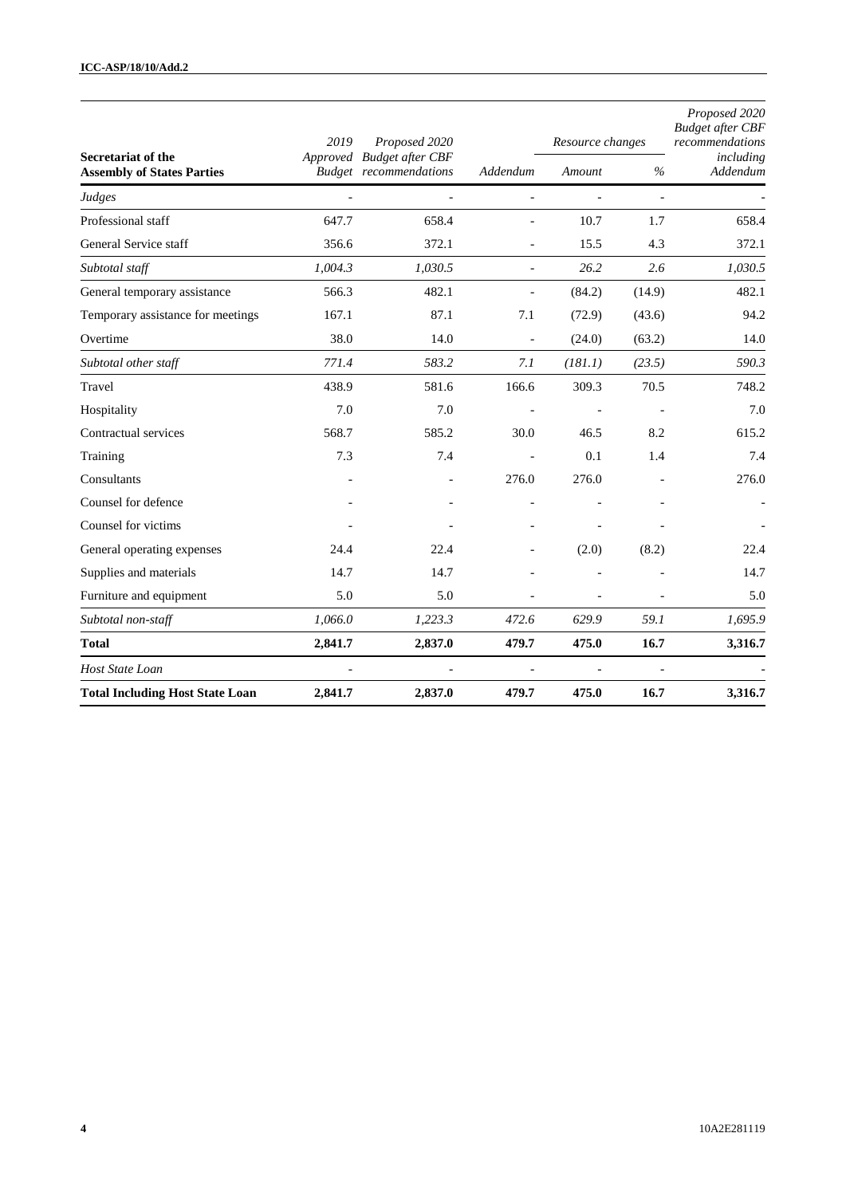| Secretariat of the Assembly of States Parties | 2019 Approved Budget | Proposed 2020 Budget after CBF recommendations | Addendum | Resource changes | | Proposed 2020 Budget after CBF recommendations including Addendum |
|---|---|---|---|---|---|---|
| | | | | Amount | % | |
| *Judges* | - | - | - | - | - | - |
| Professional staff | 647.7 | 658.4 | - | 10.7 | 1.7 | 658.4 |
| General Service staff | 356.6 | 372.1 | - | 15.5 | 4.3 | 372.1 |
| *Subtotal staff* | *1,004.3* | *1,030.5* | - | *26.2* | *2.6* | *1,030.5* |
| General temporary assistance | 566.3 | 482.1 | - | (84.2) | (14.9) | 482.1 |
| Temporary assistance for meetings | 167.1 | 87.1 | 7.1 | (72.9) | (43.6) | 94.2 |
| Overtime | 38.0 | 14.0 | - | (24.0) | (63.2) | 14.0 |
| *Subtotal other staff* | *771.4* | *583.2* | *7.1* | *(181.1)* | *(23.5)* | *590.3* |
| Travel | 438.9 | 581.6 | 166.6 | 309.3 | 70.5 | 748.2 |
| Hospitality | 7.0 | 7.0 | - | - | - | 7.0 |
| Contractual services | 568.7 | 585.2 | 30.0 | 46.5 | 8.2 | 615.2 |
| Training | 7.3 | 7.4 | - | 0.1 | 1.4 | 7.4 |
| Consultants | - | - | 276.0 | 276.0 | - | 276.0 |
| Counsel for defence | - | - | - | - | - | - |
| Counsel for victims | - | - | - | - | - | - |
| General operating expenses | 24.4 | 22.4 | - | (2.0) | (8.2) | 22.4 |
| Supplies and materials | 14.7 | 14.7 | - | - | - | 14.7 |
| Furniture and equipment | 5.0 | 5.0 | - | - | - | 5.0 |
| *Subtotal non-staff* | *1,066.0* | *1,223.3* | *472.6* | *629.9* | *59.1* | *1,695.9* |
| **Total** | **2,841.7** | **2,837.0** | **479.7** | **475.0** | **16.7** | **3,316.7** |
| *Host State Loan* | - | - | - | - | - | - |
| **Total Including Host State Loan** | **2,841.7** | **2,837.0** | **479.7** | **475.0** | **16.7** | **3,316.7** |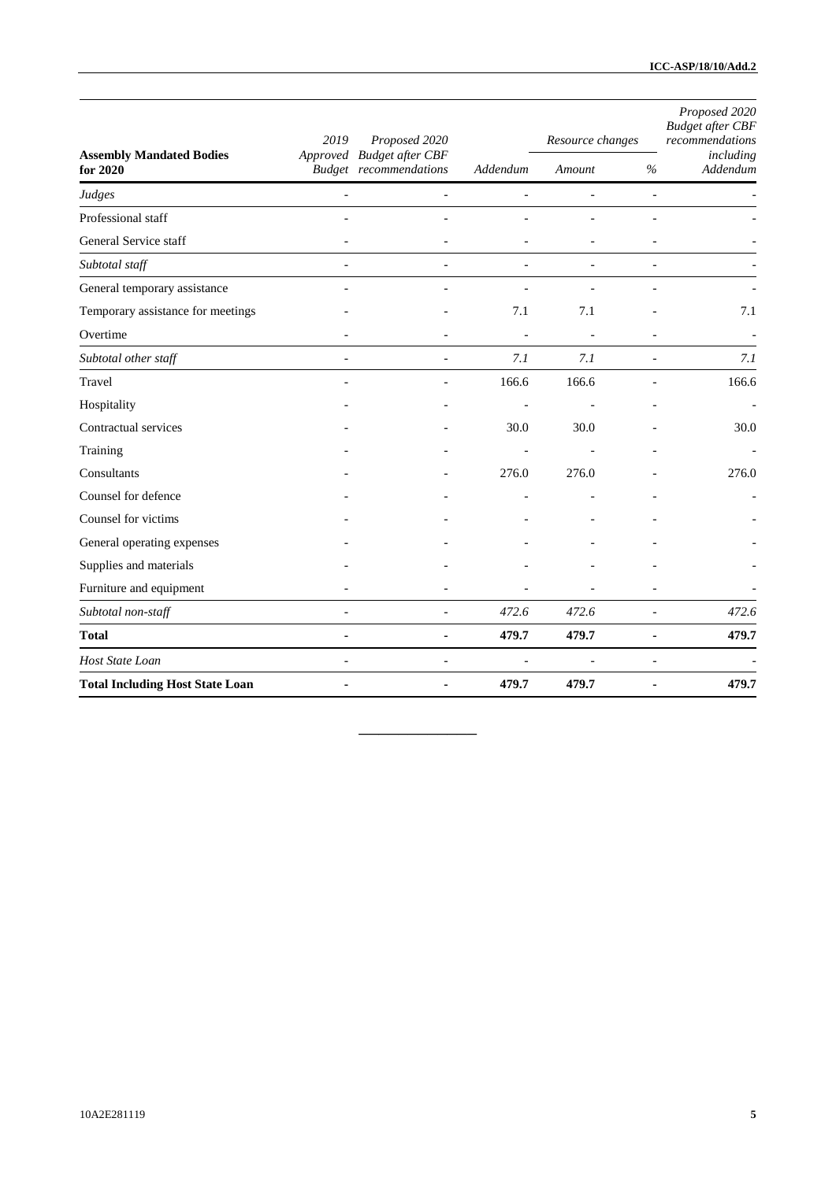| Assembly Mandated Bodies for 2020 | 2019 Approved Budget | Proposed 2020 Budget after CBF recommendations | Addendum | Resource changes Amount | % | Proposed 2020 Budget after CBF recommendations including Addendum |
|---|---|---|---|---|---|---|
| *Judges* | - | - | - | - | - | - |
| Professional staff | - | - | - | - | - | - |
| General Service staff | - | - | - | - | - | - |
| *Subtotal staff* | - | - | - | - | - | - |
| General temporary assistance | - | - | - | - | - | - |
| Temporary assistance for meetings | - | - | 7.1 | 7.1 | - | 7.1 |
| Overtime | - | - | - | - | - | - |
| *Subtotal other staff* | - | - | *7.1* | *7.1* | - | *7.1* |
| Travel | - | - | 166.6 | 166.6 | - | 166.6 |
| Hospitality | - | - | - | - | - | - |
| Contractual services | - | - | 30.0 | 30.0 | - | 30.0 |
| Training | - | - | - | - | - | - |
| Consultants | - | - | 276.0 | 276.0 | - | 276.0 |
| Counsel for defence | - | - | - | - | - | - |
| Counsel for victims | - | - | - | - | - | - |
| General operating expenses | - | - | - | - | - | - |
| Supplies and materials | - | - | - | - | - | - |
| Furniture and equipment | - | - | - | - | - | - |
| *Subtotal non-staff* | - | - | *472.6* | *472.6* | - | *472.6* |
| **Total** | **-** | **-** | **479.7** | **479.7** | **-** | **479.7** |
| *Host State Loan* | - | - | - | - | - | - |
| **Total Including Host State Loan** | **-** | **-** | **479.7** | **479.7** | **-** | **479.7** |